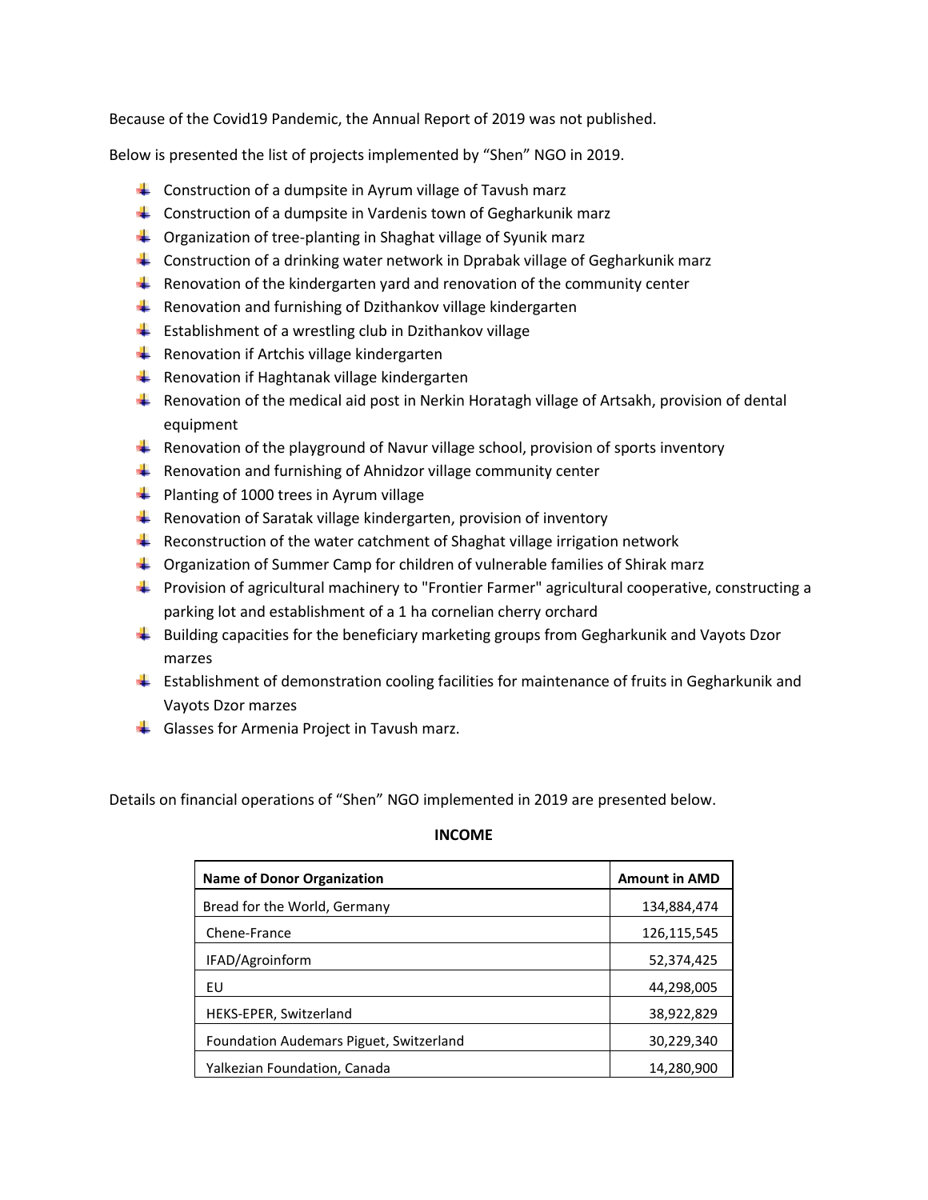Because of the Covid19 Pandemic, the Annual Report of 2019 was not published.

Below is presented the list of projects implemented by "Shen" NGO in 2019.

- Construction of a dumpsite in Ayrum village of Tavush marz
- Construction of a dumpsite in Vardenis town of Gegharkunik marz
- Organization of tree-planting in Shaghat village of Syunik marz
- Construction of a drinking water network in Dprabak village of Gegharkunik marz
- Renovation of the kindergarten yard and renovation of the community center
- Renovation and furnishing of Dzithankov village kindergarten
- Establishment of a wrestling club in Dzithankov village
- Renovation if Artchis village kindergarten
- Renovation if Haghtanak village kindergarten
- Renovation of the medical aid post in Nerkin Horatagh village of Artsakh, provision of dental equipment
- Renovation of the playground of Navur village school, provision of sports inventory
- Renovation and furnishing of Ahnidzor village community center
- Planting of 1000 trees in Ayrum village
- Renovation of Saratak village kindergarten, provision of inventory
- Reconstruction of the water catchment of Shaghat village irrigation network
- Organization of Summer Camp for children of vulnerable families of Shirak marz
- Provision of agricultural machinery to "Frontier Farmer" agricultural cooperative, constructing a parking lot and establishment of a 1 ha cornelian cherry orchard
- Building capacities for the beneficiary marketing groups from Gegharkunik and Vayots Dzor marzes
- Establishment of demonstration cooling facilities for maintenance of fruits in Gegharkunik and Vayots Dzor marzes
- Glasses for Armenia Project in Tavush marz.

Details on financial operations of "Shen" NGO implemented in 2019 are presented below.

**INCOME**

| Name of Donor Organization | Amount in AMD |
|---|---|
| Bread for the World, Germany | 134,884,474 |
| Chene-France | 126,115,545 |
| IFAD/Agroinform | 52,374,425 |
| EU | 44,298,005 |
| HEKS-EPER, Switzerland | 38,922,829 |
| Foundation Audemars Piguet, Switzerland | 30,229,340 |
| Yalkezian Foundation, Canada | 14,280,900 |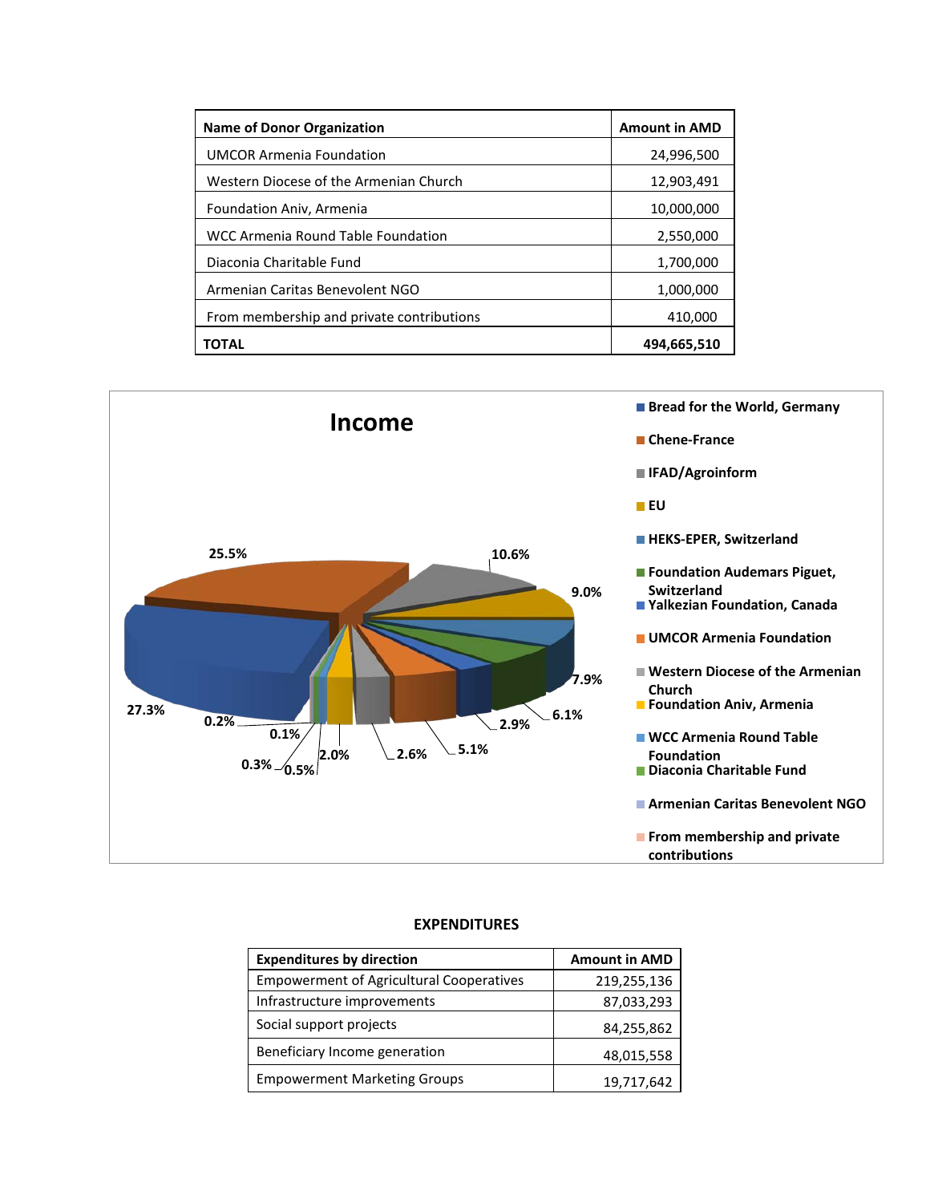| Name of Donor Organization | Amount in AMD |
|---|---|
| UMCOR Armenia Foundation | 24,996,500 |
| Western Diocese of the Armenian Church | 12,903,491 |
| Foundation Aniv, Armenia | 10,000,000 |
| WCC Armenia Round Table Foundation | 2,550,000 |
| Diaconia Charitable Fund | 1,700,000 |
| Armenian Caritas Benevolent NGO | 1,000,000 |
| From membership and private contributions | 410,000 |
| **TOTAL** | **494,665,510** |

**Income**

- Bread for the World, Germany
- Chene-France
- IFAD/Agroinform
- EU
- HEKS-EPER, Switzerland
- Foundation Audemars Piguet, Switzerland
- Yalkezian Foundation, Canada
- UMCOR Armenia Foundation
- Western Diocese of the Armenian Church
- Foundation Aniv, Armenia
- WCC Armenia Round Table Foundation
- Diaconia Charitable Fund
- Armenian Caritas Benevolent NGO
- From membership and private contributions

27.3%, 25.5%, 10.6%, 9.0%, 7.9%, 6.1%, 2.9%, 5.1%, 2.6%, 2.0%, 0.5%, 0.3%, 0.1%, 0.2%

**EXPENDITURES**

| Expenditures by direction | Amount in AMD |
|---|---|
| Empowerment of Agricultural Cooperatives | 219,255,136 |
| Infrastructure improvements | 87,033,293 |
| Social support projects | 84,255,862 |
| Beneficiary Income generation | 48,015,558 |
| Empowerment Marketing Groups | 19,717,642 |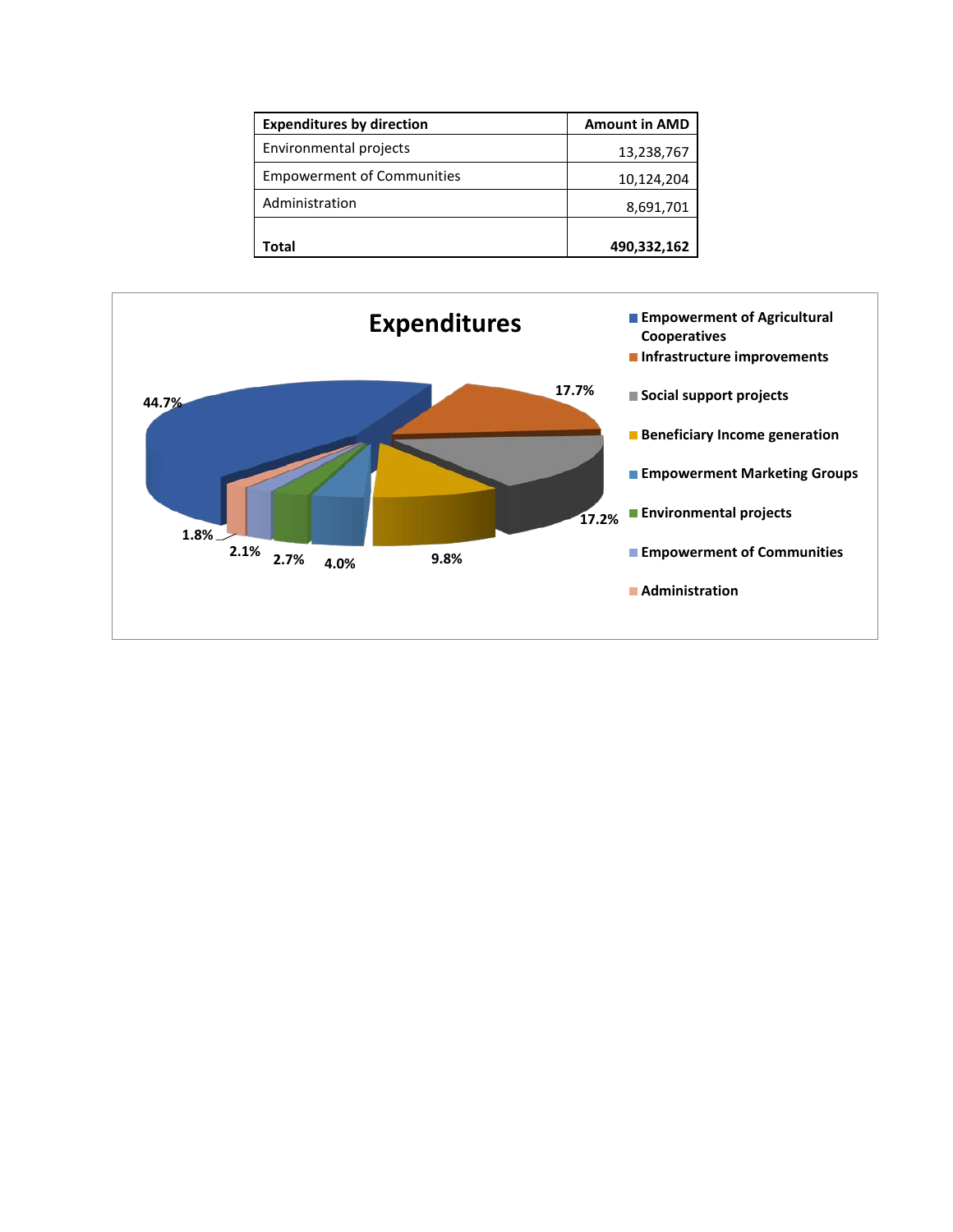| Expenditures by direction | Amount in AMD |
|---|---|
| Environmental projects | 13,238,767 |
| Empowerment of Communities | 10,124,204 |
| Administration | 8,691,701 |
| **Total** | **490,332,162** |

**Expenditures**

44.7%
17.7%
17.2%
9.8%
4.0%
2.7%
2.1%
1.8%

Empowerment of Agricultural Cooperatives
Infrastructure improvements
Social support projects
Beneficiary Income generation
Empowerment Marketing Groups
Environmental projects
Empowerment of Communities
Administration